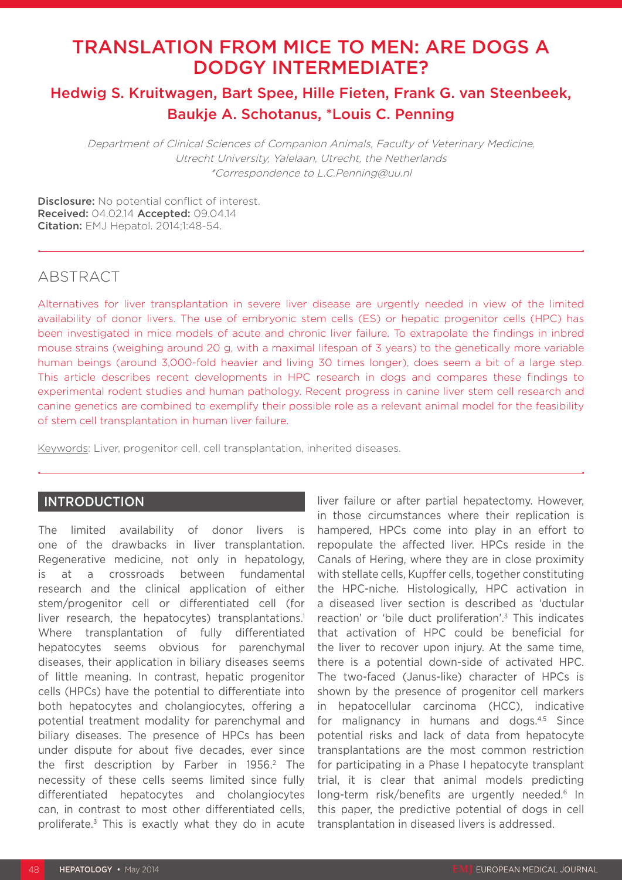# TRANSLATION FROM MICE TO MEN: ARE DOGS A DODGY INTERMEDIATE?

## Hedwig S. Kruitwagen, Bart Spee, Hille Fieten, Frank G. van Steenbeek, Baukje A. Schotanus, *Louis C. Penning

*Department of Clinical Sciences of Companion Animals, Faculty of Veterinary Medicine, Utrecht University, Yalelaan, Utrecht, the Netherlands*
*\*Correspondence to L.C.Penning@uu.nl*

**Disclosure:** No potential conflict of interest.
**Received:** 04.02.14 **Accepted:** 09.04.14
**Citation:** EMJ Hepatol. 2014;1:48-54.

## ABSTRACT

Alternatives for liver transplantation in severe liver disease are urgently needed in view of the limited availability of donor livers. The use of embryonic stem cells (ES) or hepatic progenitor cells (HPC) has been investigated in mice models of acute and chronic liver failure. To extrapolate the findings in inbred mouse strains (weighing around 20 g, with a maximal lifespan of 3 years) to the genetically more variable human beings (around 3,000-fold heavier and living 30 times longer), does seem a bit of a large step. This article describes recent developments in HPC research in dogs and compares these findings to experimental rodent studies and human pathology. Recent progress in canine liver stem cell research and canine genetics are combined to exemplify their possible role as a relevant animal model for the feasibility of stem cell transplantation in human liver failure.

Keywords: Liver, progenitor cell, cell transplantation, inherited diseases.

## INTRODUCTION

The limited availability of donor livers is one of the drawbacks in liver transplantation. Regenerative medicine, not only in hepatology, is at a crossroads between fundamental research and the clinical application of either stem/progenitor cell or differentiated cell (for liver research, the hepatocytes) transplantations.[1] Where transplantation of fully differentiated hepatocytes seems obvious for parenchymal diseases, their application in biliary diseases seems of little meaning. In contrast, hepatic progenitor cells (HPCs) have the potential to differentiate into both hepatocytes and cholangiocytes, offering a potential treatment modality for parenchymal and biliary diseases. The presence of HPCs has been under dispute for about five decades, ever since the first description by Farber in 1956.[2] The necessity of these cells seems limited since fully differentiated hepatocytes and cholangiocytes can, in contrast to most other differentiated cells, proliferate.[3] This is exactly what they do in acute liver failure or after partial hepatectomy. However, in those circumstances where their replication is hampered, HPCs come into play in an effort to repopulate the affected liver. HPCs reside in the Canals of Hering, where they are in close proximity with stellate cells, Kupffer cells, together constituting the HPC-niche. Histologically, HPC activation in a diseased liver section is described as 'ductular reaction' or 'bile duct proliferation'.[3] This indicates that activation of HPC could be beneficial for the liver to recover upon injury. At the same time, there is a potential down-side of activated HPC. The two-faced (Janus-like) character of HPCs is shown by the presence of progenitor cell markers in hepatocellular carcinoma (HCC), indicative for malignancy in humans and dogs.[4,5] Since potential risks and lack of data from hepatocyte transplantations are the most common restriction for participating in a Phase I hepatocyte transplant trial, it is clear that animal models predicting long-term risk/benefits are urgently needed.[6] In this paper, the predictive potential of dogs in cell transplantation in diseased livers is addressed.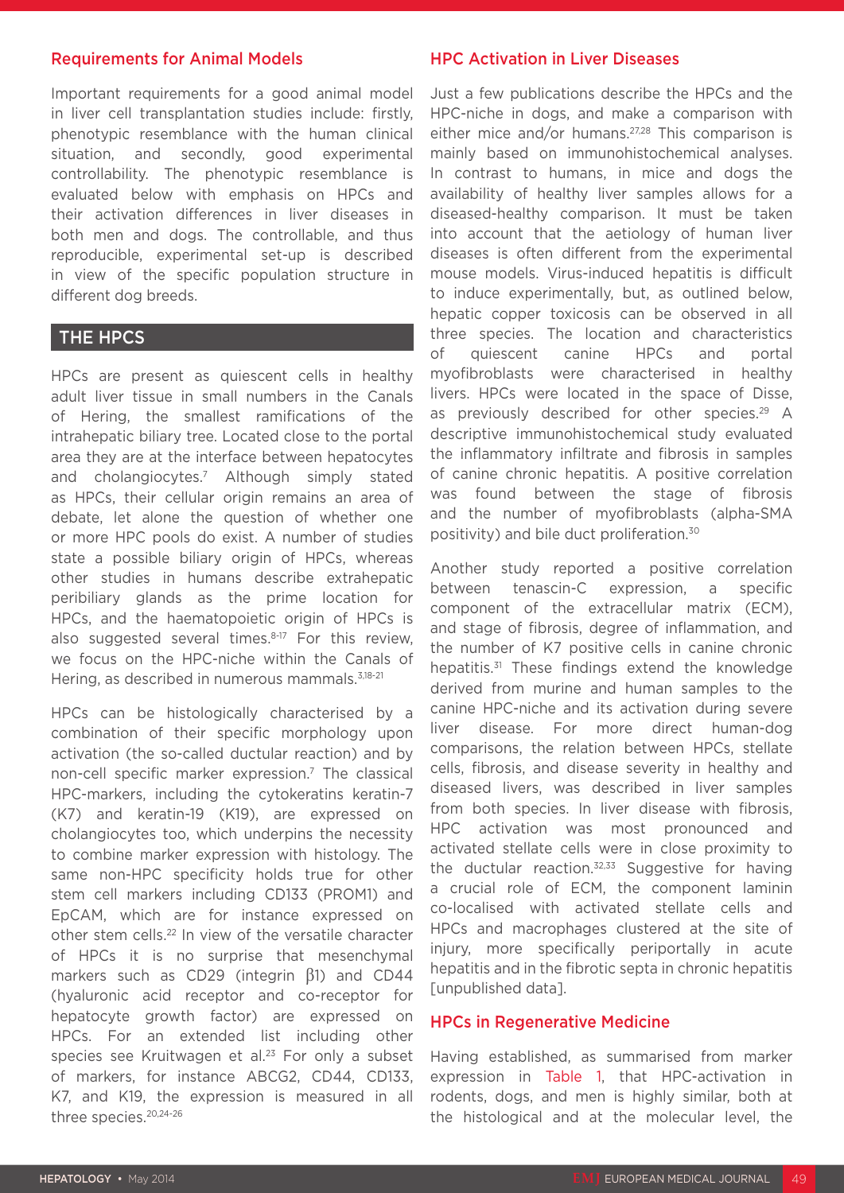## Requirements for Animal Models

Important requirements for a good animal model in liver cell transplantation studies include: firstly, phenotypic resemblance with the human clinical situation, and secondly, good experimental controllability. The phenotypic resemblance is evaluated below with emphasis on HPCs and their activation differences in liver diseases in both men and dogs. The controllable, and thus reproducible, experimental set-up is described in view of the specific population structure in different dog breeds.

## THE HPCS

HPCs are present as quiescent cells in healthy adult liver tissue in small numbers in the Canals of Hering, the smallest ramifications of the intrahepatic biliary tree. Located close to the portal area they are at the interface between hepatocytes and cholangiocytes.[7] Although simply stated as HPCs, their cellular origin remains an area of debate, let alone the question of whether one or more HPC pools do exist. A number of studies state a possible biliary origin of HPCs, whereas other studies in humans describe extrahepatic peribiliary glands as the prime location for HPCs, and the haematopoietic origin of HPCs is also suggested several times.[8-17] For this review, we focus on the HPC-niche within the Canals of Hering, as described in numerous mammals.[3,18-21]

HPCs can be histologically characterised by a combination of their specific morphology upon activation (the so-called ductular reaction) and by non-cell specific marker expression.[7] The classical HPC-markers, including the cytokeratins keratin-7 (K7) and keratin-19 (K19), are expressed on cholangiocytes too, which underpins the necessity to combine marker expression with histology. The same non-HPC specificity holds true for other stem cell markers including CD133 (PROM1) and EpCAM, which are for instance expressed on other stem cells.[22] In view of the versatile character of HPCs it is no surprise that mesenchymal markers such as CD29 (integrin β1) and CD44 (hyaluronic acid receptor and co-receptor for hepatocyte growth factor) are expressed on HPCs. For an extended list including other species see Kruitwagen et al.[23] For only a subset of markers, for instance ABCG2, CD44, CD133, K7, and K19, the expression is measured in all three species.[20,24-26]

## HPC Activation in Liver Diseases

Just a few publications describe the HPCs and the HPC-niche in dogs, and make a comparison with either mice and/or humans.[27,28] This comparison is mainly based on immunohistochemical analyses. In contrast to humans, in mice and dogs the availability of healthy liver samples allows for a diseased-healthy comparison. It must be taken into account that the aetiology of human liver diseases is often different from the experimental mouse models. Virus-induced hepatitis is difficult to induce experimentally, but, as outlined below, hepatic copper toxicosis can be observed in all three species. The location and characteristics of quiescent canine HPCs and portal myofibroblasts were characterised in healthy livers. HPCs were located in the space of Disse, as previously described for other species.[29] A descriptive immunohistochemical study evaluated the inflammatory infiltrate and fibrosis in samples of canine chronic hepatitis. A positive correlation was found between the stage of fibrosis and the number of myofibroblasts (alpha-SMA positivity) and bile duct proliferation.[30]

Another study reported a positive correlation between tenascin-C expression, a specific component of the extracellular matrix (ECM), and stage of fibrosis, degree of inflammation, and the number of K7 positive cells in canine chronic hepatitis.[31] These findings extend the knowledge derived from murine and human samples to the canine HPC-niche and its activation during severe liver disease. For more direct human-dog comparisons, the relation between HPCs, stellate cells, fibrosis, and disease severity in healthy and diseased livers, was described in liver samples from both species. In liver disease with fibrosis, HPC activation was most pronounced and activated stellate cells were in close proximity to the ductular reaction.[32,33] Suggestive for having a crucial role of ECM, the component laminin co-localised with activated stellate cells and HPCs and macrophages clustered at the site of injury, more specifically periportally in acute hepatitis and in the fibrotic septa in chronic hepatitis [unpublished data].

## HPCs in Regenerative Medicine

Having established, as summarised from marker expression in Table 1, that HPC-activation in rodents, dogs, and men is highly similar, both at the histological and at the molecular level, the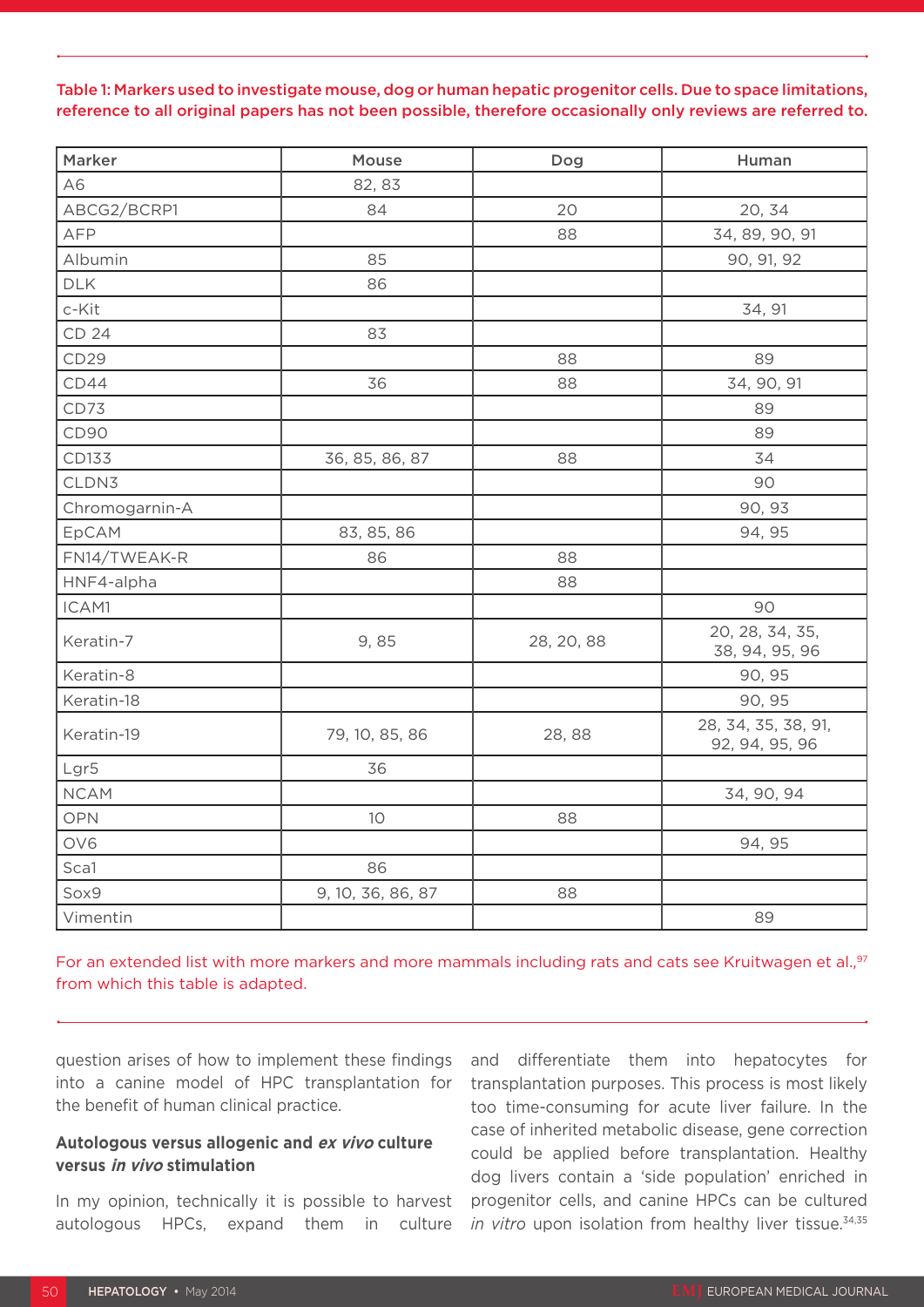Table 1: Markers used to investigate mouse, dog or human hepatic progenitor cells. Due to space limitations, reference to all original papers has not been possible, therefore occasionally only reviews are referred to.

| Marker | Mouse | Dog | Human |
|---|---|---|---|
| A6 | 82, 83 | | |
| ABCG2/BCRP1 | 84 | 20 | 20, 34 |
| AFP | | 88 | 34, 89, 90, 91 |
| Albumin | 85 | | 90, 91, 92 |
| DLK | 86 | | |
| c-Kit | | | 34, 91 |
| CD 24 | 83 | | |
| CD29 | | 88 | 89 |
| CD44 | 36 | 88 | 34, 90, 91 |
| CD73 | | | 89 |
| CD90 | | | 89 |
| CD133 | 36, 85, 86, 87 | 88 | 34 |
| CLDN3 | | | 90 |
| Chromogarnin-A | | | 90, 93 |
| EpCAM | 83, 85, 86 | | 94, 95 |
| FN14/TWEAK-R | 86 | 88 | |
| HNF4-alpha | | 88 | |
| ICAM1 | | | 90 |
| Keratin-7 | 9, 85 | 28, 20, 88 | 20, 28, 34, 35, 38, 94, 95, 96 |
| Keratin-8 | | | 90, 95 |
| Keratin-18 | | | 90, 95 |
| Keratin-19 | 79, 10, 85, 86 | 28, 88 | 28, 34, 35, 38, 91, 92, 94, 95, 96 |
| Lgr5 | 36 | | |
| NCAM | | | 34, 90, 94 |
| OPN | 10 | 88 | |
| OV6 | | | 94, 95 |
| Sca1 | 86 | | |
| Sox9 | 9, 10, 36, 86, 87 | 88 | |
| Vimentin | | | 89 |

For an extended list with more markers and more mammals including rats and cats see Kruitwagen et al.,[97] from which this table is adapted.

question arises of how to implement these findings into a canine model of HPC transplantation for the benefit of human clinical practice.

### Autologous versus allogenic and *ex vivo* culture versus *in vivo* stimulation

In my opinion, technically it is possible to harvest autologous HPCs, expand them in culture and differentiate them into hepatocytes for transplantation purposes. This process is most likely too time-consuming for acute liver failure. In the case of inherited metabolic disease, gene correction could be applied before transplantation. Healthy dog livers contain a 'side population' enriched in progenitor cells, and canine HPCs can be cultured *in vitro* upon isolation from healthy liver tissue.[34,35]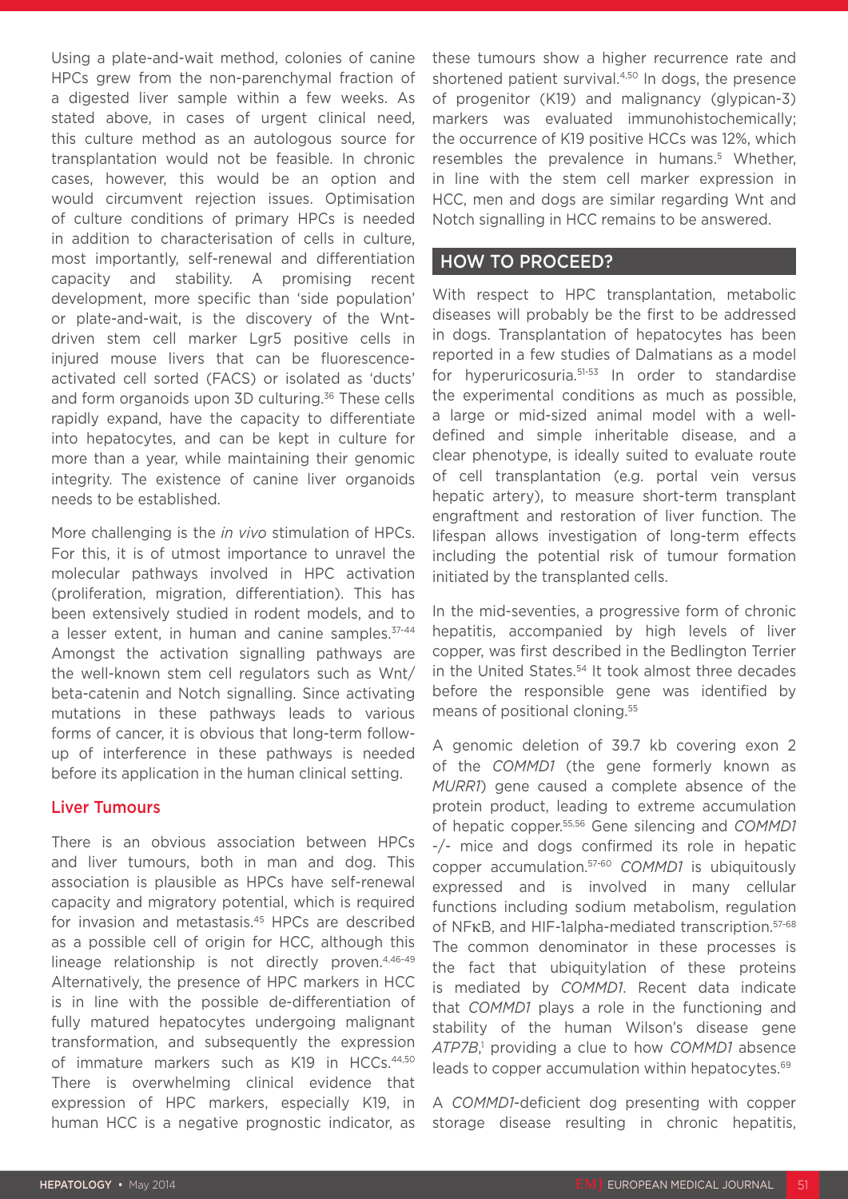Using a plate-and-wait method, colonies of canine HPCs grew from the non-parenchymal fraction of a digested liver sample within a few weeks. As stated above, in cases of urgent clinical need, this culture method as an autologous source for transplantation would not be feasible. In chronic cases, however, this would be an option and would circumvent rejection issues. Optimisation of culture conditions of primary HPCs is needed in addition to characterisation of cells in culture, most importantly, self-renewal and differentiation capacity and stability. A promising recent development, more specific than 'side population' or plate-and-wait, is the discovery of the Wnt-driven stem cell marker Lgr5 positive cells in injured mouse livers that can be fluorescence-activated cell sorted (FACS) or isolated as 'ducts' and form organoids upon 3D culturing.[36] These cells rapidly expand, have the capacity to differentiate into hepatocytes, and can be kept in culture for more than a year, while maintaining their genomic integrity. The existence of canine liver organoids needs to be established.

More challenging is the *in vivo* stimulation of HPCs. For this, it is of utmost importance to unravel the molecular pathways involved in HPC activation (proliferation, migration, differentiation). This has been extensively studied in rodent models, and to a lesser extent, in human and canine samples.[37-44] Amongst the activation signalling pathways are the well-known stem cell regulators such as Wnt/beta-catenin and Notch signalling. Since activating mutations in these pathways leads to various forms of cancer, it is obvious that long-term follow-up of interference in these pathways is needed before its application in the human clinical setting.

### Liver Tumours

There is an obvious association between HPCs and liver tumours, both in man and dog. This association is plausible as HPCs have self-renewal capacity and migratory potential, which is required for invasion and metastasis.[45] HPCs are described as a possible cell of origin for HCC, although this lineage relationship is not directly proven.[4,46-49] Alternatively, the presence of HPC markers in HCC is in line with the possible de-differentiation of fully matured hepatocytes undergoing malignant transformation, and subsequently the expression of immature markers such as K19 in HCCs.[44,50] There is overwhelming clinical evidence that expression of HPC markers, especially K19, in human HCC is a negative prognostic indicator, as these tumours show a higher recurrence rate and shortened patient survival.[4,50] In dogs, the presence of progenitor (K19) and malignancy (glypican-3) markers was evaluated immunohistochemically; the occurrence of K19 positive HCCs was 12%, which resembles the prevalence in humans.[5] Whether, in line with the stem cell marker expression in HCC, men and dogs are similar regarding Wnt and Notch signalling in HCC remains to be answered.

## HOW TO PROCEED?

With respect to HPC transplantation, metabolic diseases will probably be the first to be addressed in dogs. Transplantation of hepatocytes has been reported in a few studies of Dalmatians as a model for hyperuricosuria.[51-53] In order to standardise the experimental conditions as much as possible, a large or mid-sized animal model with a well-defined and simple inheritable disease, and a clear phenotype, is ideally suited to evaluate route of cell transplantation (e.g. portal vein versus hepatic artery), to measure short-term transplant engraftment and restoration of liver function. The lifespan allows investigation of long-term effects including the potential risk of tumour formation initiated by the transplanted cells.

In the mid-seventies, a progressive form of chronic hepatitis, accompanied by high levels of liver copper, was first described in the Bedlington Terrier in the United States.[54] It took almost three decades before the responsible gene was identified by means of positional cloning.[55]

A genomic deletion of 39.7 kb covering exon 2 of the *COMMD1* (the gene formerly known as *MURR1*) gene caused a complete absence of the protein product, leading to extreme accumulation of hepatic copper.[55,56] Gene silencing and *COMMD1* -/- mice and dogs confirmed its role in hepatic copper accumulation.[57-60] *COMMD1* is ubiquitously expressed and is involved in many cellular functions including sodium metabolism, regulation of NFκB, and HIF-1alpha-mediated transcription.[57-68] The common denominator in these processes is the fact that ubiquitylation of these proteins is mediated by *COMMD1*. Recent data indicate that *COMMD1* plays a role in the functioning and stability of the human Wilson's disease gene *ATP7B*,[1] providing a clue to how *COMMD1* absence leads to copper accumulation within hepatocytes.[69]

A *COMMD1*-deficient dog presenting with copper storage disease resulting in chronic hepatitis,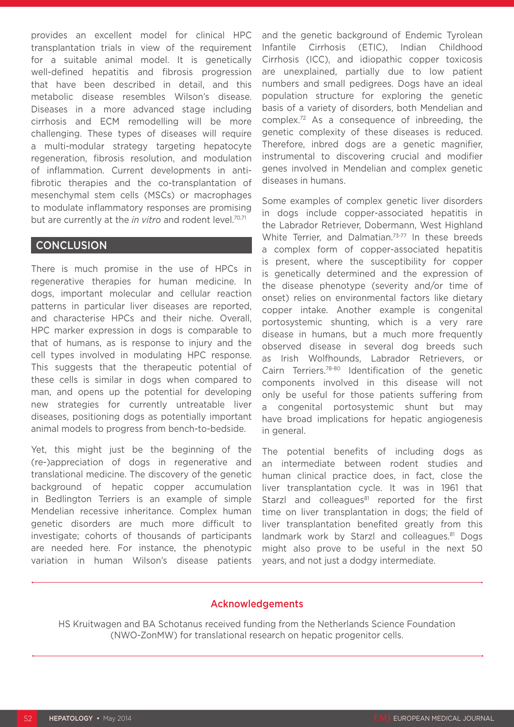provides an excellent model for clinical HPC transplantation trials in view of the requirement for a suitable animal model. It is genetically well-defined hepatitis and fibrosis progression that have been described in detail, and this metabolic disease resembles Wilson's disease. Diseases in a more advanced stage including cirrhosis and ECM remodelling will be more challenging. These types of diseases will require a multi-modular strategy targeting hepatocyte regeneration, fibrosis resolution, and modulation of inflammation. Current developments in anti-fibrotic therapies and the co-transplantation of mesenchymal stem cells (MSCs) or macrophages to modulate inflammatory responses are promising but are currently at the *in vitro* and rodent level.[70,71]

## CONCLUSION

There is much promise in the use of HPCs in regenerative therapies for human medicine. In dogs, important molecular and cellular reaction patterns in particular liver diseases are reported, and characterise HPCs and their niche. Overall, HPC marker expression in dogs is comparable to that of humans, as is response to injury and the cell types involved in modulating HPC response. This suggests that the therapeutic potential of these cells is similar in dogs when compared to man, and opens up the potential for developing new strategies for currently untreatable liver diseases, positioning dogs as potentially important animal models to progress from bench-to-bedside.

Yet, this might just be the beginning of the (re-)appreciation of dogs in regenerative and translational medicine. The discovery of the genetic background of hepatic copper accumulation in Bedlington Terriers is an example of simple Mendelian recessive inheritance. Complex human genetic disorders are much more difficult to investigate; cohorts of thousands of participants are needed here. For instance, the phenotypic variation in human Wilson's disease patients and the genetic background of Endemic Tyrolean Infantile Cirrhosis (ETIC), Indian Childhood Cirrhosis (ICC), and idiopathic copper toxicosis are unexplained, partially due to low patient numbers and small pedigrees. Dogs have an ideal population structure for exploring the genetic basis of a variety of disorders, both Mendelian and complex.[72] As a consequence of inbreeding, the genetic complexity of these diseases is reduced. Therefore, inbred dogs are a genetic magnifier, instrumental to discovering crucial and modifier genes involved in Mendelian and complex genetic diseases in humans.

Some examples of complex genetic liver disorders in dogs include copper-associated hepatitis in the Labrador Retriever, Dobermann, West Highland White Terrier, and Dalmatian.[73-77] In these breeds a complex form of copper-associated hepatitis is present, where the susceptibility for copper is genetically determined and the expression of the disease phenotype (severity and/or time of onset) relies on environmental factors like dietary copper intake. Another example is congenital portosystemic shunting, which is a very rare disease in humans, but a much more frequently observed disease in several dog breeds such as Irish Wolfhounds, Labrador Retrievers, or Cairn Terriers.[78-80] Identification of the genetic components involved in this disease will not only be useful for those patients suffering from a congenital portosystemic shunt but may have broad implications for hepatic angiogenesis in general.

The potential benefits of including dogs as an intermediate between rodent studies and human clinical practice does, in fact, close the liver transplantation cycle. It was in 1961 that Starzl and colleagues[81] reported for the first time on liver transplantation in dogs; the field of liver transplantation benefited greatly from this landmark work by Starzl and colleagues.[81] Dogs might also prove to be useful in the next 50 years, and not just a dodgy intermediate.

### Acknowledgements

HS Kruitwagen and BA Schotanus received funding from the Netherlands Science Foundation (NWO-ZonMW) for translational research on hepatic progenitor cells.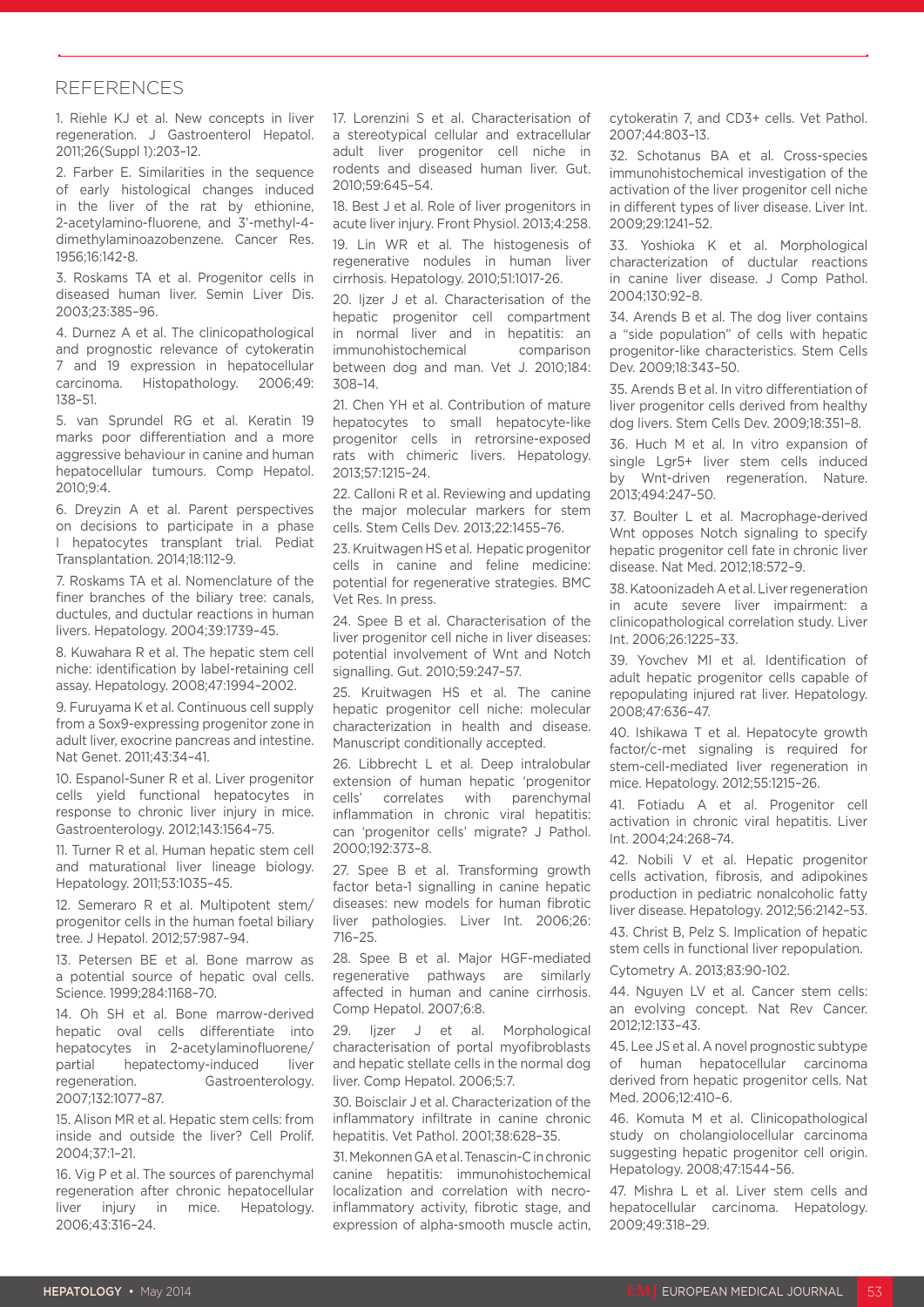## REFERENCES

1. Riehle KJ et al. New concepts in liver regeneration. J Gastroenterol Hepatol. 2011;26(Suppl 1):203–12.

2. Farber E. Similarities in the sequence of early histological changes induced in the liver of the rat by ethionine, 2-acetylamino-fluorene, and 3'-methyl-4-dimethylaminoazobenzene. Cancer Res. 1956;16:142-8.

3. Roskams TA et al. Progenitor cells in diseased human liver. Semin Liver Dis. 2003;23:385–96.

4. Durnez A et al. The clinicopathological and prognostic relevance of cytokeratin 7 and 19 expression in hepatocellular carcinoma. Histopathology. 2006;49: 138–51.

5. van Sprundel RG et al. Keratin 19 marks poor differentiation and a more aggressive behaviour in canine and human hepatocellular tumours. Comp Hepatol. 2010;9:4.

6. Dreyzin A et al. Parent perspectives on decisions to participate in a phase I hepatocytes transplant trial. Pediat Transplantation. 2014;18:112-9.

7. Roskams TA et al. Nomenclature of the finer branches of the biliary tree: canals, ductules, and ductular reactions in human livers. Hepatology. 2004;39:1739–45.

8. Kuwahara R et al. The hepatic stem cell niche: identification by label-retaining cell assay. Hepatology. 2008;47:1994–2002.

9. Furuyama K et al. Continuous cell supply from a Sox9-expressing progenitor zone in adult liver, exocrine pancreas and intestine. Nat Genet. 2011;43:34–41.

10. Espanol-Suner R et al. Liver progenitor cells yield functional hepatocytes in response to chronic liver injury in mice. Gastroenterology. 2012;143:1564–75.

11. Turner R et al. Human hepatic stem cell and maturational liver lineage biology. Hepatology. 2011;53:1035–45.

12. Semeraro R et al. Multipotent stem/progenitor cells in the human foetal biliary tree. J Hepatol. 2012;57:987–94.

13. Petersen BE et al. Bone marrow as a potential source of hepatic oval cells. Science. 1999;284:1168–70.

14. Oh SH et al. Bone marrow-derived hepatic oval cells differentiate into hepatocytes in 2-acetylaminofluorene/partial hepatectomy-induced liver regeneration. Gastroenterology. 2007;132:1077–87.

15. Alison MR et al. Hepatic stem cells: from inside and outside the liver? Cell Prolif. 2004;37:1–21.

16. Vig P et al. The sources of parenchymal regeneration after chronic hepatocellular liver injury in mice. Hepatology. 2006;43:316–24.

17. Lorenzini S et al. Characterisation of a stereotypical cellular and extracellular adult liver progenitor cell niche in rodents and diseased human liver. Gut. 2010;59:645–54.

18. Best J et al. Role of liver progenitors in acute liver injury. Front Physiol. 2013;4:258.

19. Lin WR et al. The histogenesis of regenerative nodules in human liver cirrhosis. Hepatology. 2010;51:1017-26.

20. Ijzer J et al. Characterisation of the hepatic progenitor cell compartment in normal liver and in hepatitis: an immunohistochemical comparison between dog and man. Vet J. 2010;184: 308–14.

21. Chen YH et al. Contribution of mature hepatocytes to small hepatocyte-like progenitor cells in retrorsine-exposed rats with chimeric livers. Hepatology. 2013;57:1215–24.

22. Calloni R et al. Reviewing and updating the major molecular markers for stem cells. Stem Cells Dev. 2013;22:1455–76.

23. Kruitwagen HS et al. Hepatic progenitor cells in canine and feline medicine: potential for regenerative strategies. BMC Vet Res. In press.

24. Spee B et al. Characterisation of the liver progenitor cell niche in liver diseases: potential involvement of Wnt and Notch signalling. Gut. 2010;59:247–57.

25. Kruitwagen HS et al. The canine hepatic progenitor cell niche: molecular characterization in health and disease. Manuscript conditionally accepted.

26. Libbrecht L et al. Deep intralobular extension of human hepatic 'progenitor cells' correlates with parenchymal inflammation in chronic viral hepatitis: can 'progenitor cells' migrate? J Pathol. 2000;192:373–8.

27. Spee B et al. Transforming growth factor beta-1 signalling in canine hepatic diseases: new models for human fibrotic liver pathologies. Liver Int. 2006;26: 716–25.

28. Spee B et al. Major HGF-mediated regenerative pathways are similarly affected in human and canine cirrhosis. Comp Hepatol. 2007;6:8.

29. Ijzer J et al. Morphological characterisation of portal myofibroblasts and hepatic stellate cells in the normal dog liver. Comp Hepatol. 2006;5:7.

30. Boisclair J et al. Characterization of the inflammatory infiltrate in canine chronic hepatitis. Vet Pathol. 2001;38:628–35.

31. Mekonnen GA et al. Tenascin-C in chronic canine hepatitis: immunohistochemical localization and correlation with necro-inflammatory activity, fibrotic stage, and expression of alpha-smooth muscle actin, cytokeratin 7, and CD3+ cells. Vet Pathol. 2007;44:803–13.

32. Schotanus BA et al. Cross-species immunohistochemical investigation of the activation of the liver progenitor cell niche in different types of liver disease. Liver Int. 2009;29:1241–52.

33. Yoshioka K et al. Morphological characterization of ductular reactions in canine liver disease. J Comp Pathol. 2004;130:92–8.

34. Arends B et al. The dog liver contains a "side population" of cells with hepatic progenitor-like characteristics. Stem Cells Dev. 2009;18:343–50.

35. Arends B et al. In vitro differentiation of liver progenitor cells derived from healthy dog livers. Stem Cells Dev. 2009;18:351–8.

36. Huch M et al. In vitro expansion of single Lgr5+ liver stem cells induced by Wnt-driven regeneration. Nature. 2013;494:247–50.

37. Boulter L et al. Macrophage-derived Wnt opposes Notch signaling to specify hepatic progenitor cell fate in chronic liver disease. Nat Med. 2012;18:572–9.

38. Katoonizadeh A et al. Liver regeneration in acute severe liver impairment: a clinicopathological correlation study. Liver Int. 2006;26:1225–33.

39. Yovchev MI et al. Identification of adult hepatic progenitor cells capable of repopulating injured rat liver. Hepatology. 2008;47:636–47.

40. Ishikawa T et al. Hepatocyte growth factor/c-met signaling is required for stem-cell-mediated liver regeneration in mice. Hepatology. 2012;55:1215–26.

41. Fotiadu A et al. Progenitor cell activation in chronic viral hepatitis. Liver Int. 2004;24:268–74.

42. Nobili V et al. Hepatic progenitor cells activation, fibrosis, and adipokines production in pediatric nonalcoholic fatty liver disease. Hepatology. 2012;56:2142–53.

43. Christ B, Pelz S. Implication of hepatic stem cells in functional liver repopulation. Cytometry A. 2013;83:90-102.

44. Nguyen LV et al. Cancer stem cells: an evolving concept. Nat Rev Cancer. 2012;12:133–43.

45. Lee JS et al. A novel prognostic subtype of human hepatocellular carcinoma derived from hepatic progenitor cells. Nat Med. 2006;12:410–6.

46. Komuta M et al. Clinicopathological study on cholangiolocellular carcinoma suggesting hepatic progenitor cell origin. Hepatology. 2008;47:1544–56.

47. Mishra L et al. Liver stem cells and hepatocellular carcinoma. Hepatology. 2009;49:318–29.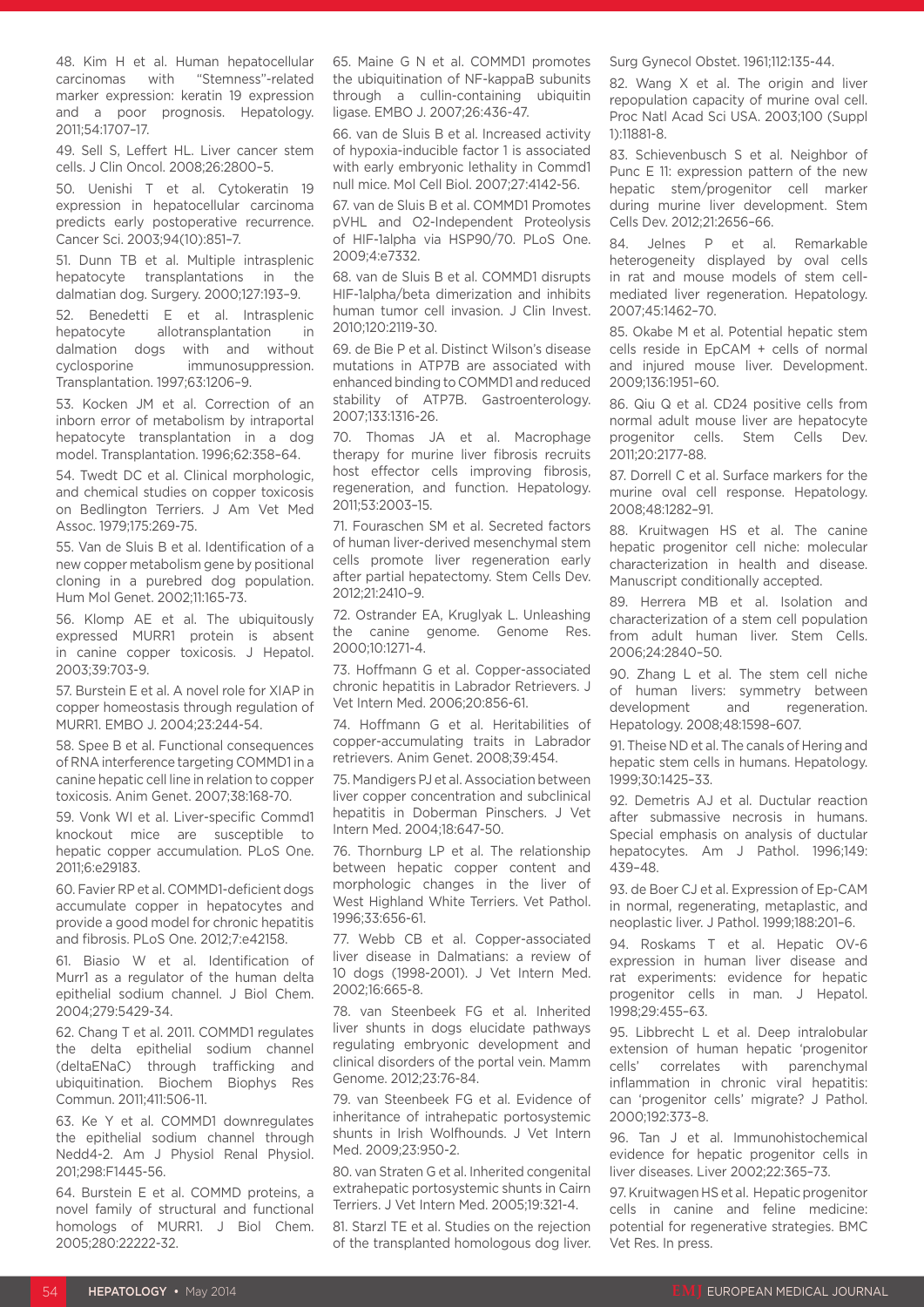48. Kim H et al. Human hepatocellular carcinomas with "Stemness"-related marker expression: keratin 19 expression and a poor prognosis. Hepatology. 2011;54:1707–17.

49. Sell S, Leffert HL. Liver cancer stem cells. J Clin Oncol. 2008;26:2800–5.

50. Uenishi T et al. Cytokeratin 19 expression in hepatocellular carcinoma predicts early postoperative recurrence. Cancer Sci. 2003;94(10):851–7.

51. Dunn TB et al. Multiple intrasplenic hepatocyte transplantations in the dalmatian dog. Surgery. 2000;127:193–9.

52. Benedetti E et al. Intrasplenic hepatocyte allotransplantation in dalmation dogs with and without cyclosporine immunosuppression. Transplantation. 1997;63:1206–9.

53. Kocken JM et al. Correction of an inborn error of metabolism by intraportal hepatocyte transplantation in a dog model. Transplantation. 1996;62:358–64.

54. Twedt DC et al. Clinical morphologic, and chemical studies on copper toxicosis on Bedlington Terriers. J Am Vet Med Assoc. 1979;175:269-75.

55. Van de Sluis B et al. Identification of a new copper metabolism gene by positional cloning in a purebred dog population. Hum Mol Genet. 2002;11:165-73.

56. Klomp AE et al. The ubiquitously expressed MURR1 protein is absent in canine copper toxicosis. J Hepatol. 2003;39:703-9.

57. Burstein E et al. A novel role for XIAP in copper homeostasis through regulation of MURR1. EMBO J. 2004;23:244-54.

58. Spee B et al. Functional consequences of RNA interference targeting COMMD1 in a canine hepatic cell line in relation to copper toxicosis. Anim Genet. 2007;38:168-70.

59. Vonk WI et al. Liver-specific Commd1 knockout mice are susceptible to hepatic copper accumulation. PLoS One. 2011;6:e29183.

60. Favier RP et al. COMMD1-deficient dogs accumulate copper in hepatocytes and provide a good model for chronic hepatitis and fibrosis. PLoS One. 2012;7:e42158.

61. Biasio W et al. Identification of Murr1 as a regulator of the human delta epithelial sodium channel. J Biol Chem. 2004;279:5429-34.

62. Chang T et al. 2011. COMMD1 regulates the delta epithelial sodium channel (deltaENaC) through trafficking and ubiquitination. Biochem Biophys Res Commun. 2011;411:506-11.

63. Ke Y et al. COMMD1 downregulates the epithelial sodium channel through Nedd4-2. Am J Physiol Renal Physiol. 201;298:F1445-56.

64. Burstein E et al. COMMD proteins, a novel family of structural and functional homologs of MURR1. J Biol Chem. 2005;280:22222-32.

65. Maine G N et al. COMMD1 promotes the ubiquitination of NF-kappaB subunits through a cullin-containing ubiquitin ligase. EMBO J. 2007;26:436-47.

66. van de Sluis B et al. Increased activity of hypoxia-inducible factor 1 is associated with early embryonic lethality in Commd1 null mice. Mol Cell Biol. 2007;27:4142-56.

67. van de Sluis B et al. COMMD1 Promotes pVHL and O2-Independent Proteolysis of HIF-1alpha via HSP90/70. PLoS One. 2009;4:e7332.

68. van de Sluis B et al. COMMD1 disrupts HIF-1alpha/beta dimerization and inhibits human tumor cell invasion. J Clin Invest. 2010;120:2119-30.

69. de Bie P et al. Distinct Wilson's disease mutations in ATP7B are associated with enhanced binding to COMMD1 and reduced stability of ATP7B. Gastroenterology. 2007;133:1316-26.

70. Thomas JA et al. Macrophage therapy for murine liver fibrosis recruits host effector cells improving fibrosis, regeneration, and function. Hepatology. 2011;53:2003–15.

71. Fouraschen SM et al. Secreted factors of human liver-derived mesenchymal stem cells promote liver regeneration early after partial hepatectomy. Stem Cells Dev. 2012;21:2410–9.

72. Ostrander EA, Kruglyak L. Unleashing the canine genome. Genome Res. 2000;10:1271-4.

73. Hoffmann G et al. Copper-associated chronic hepatitis in Labrador Retrievers. J Vet Intern Med. 2006;20:856-61.

74. Hoffmann G et al. Heritabilities of copper-accumulating traits in Labrador retrievers. Anim Genet. 2008;39:454.

75. Mandigers PJ et al. Association between liver copper concentration and subclinical hepatitis in Doberman Pinschers. J Vet Intern Med. 2004;18:647-50.

76. Thornburg LP et al. The relationship between hepatic copper content and morphologic changes in the liver of West Highland White Terriers. Vet Pathol. 1996;33:656-61.

77. Webb CB et al. Copper-associated liver disease in Dalmatians: a review of 10 dogs (1998-2001). J Vet Intern Med. 2002;16:665-8.

78. van Steenbeek FG et al. Inherited liver shunts in dogs elucidate pathways regulating embryonic development and clinical disorders of the portal vein. Mamm Genome. 2012;23:76-84.

79. van Steenbeek FG et al. Evidence of inheritance of intrahepatic portosystemic shunts in Irish Wolfhounds. J Vet Intern Med. 2009;23:950-2.

80. van Straten G et al. Inherited congenital extrahepatic portosystemic shunts in Cairn Terriers. J Vet Intern Med. 2005;19:321-4.

81. Starzl TE et al. Studies on the rejection of the transplanted homologous dog liver. Surg Gynecol Obstet. 1961;112:135-44.

82. Wang X et al. The origin and liver repopulation capacity of murine oval cell. Proc Natl Acad Sci USA. 2003;100 (Suppl 1):11881-8.

83. Schievenbusch S et al. Neighbor of Punc E 11: expression pattern of the new hepatic stem/progenitor cell marker during murine liver development. Stem Cells Dev. 2012;21:2656–66.

84. Jelnes P et al. Remarkable heterogeneity displayed by oval cells in rat and mouse models of stem cell-mediated liver regeneration. Hepatology. 2007;45:1462–70.

85. Okabe M et al. Potential hepatic stem cells reside in EpCAM + cells of normal and injured mouse liver. Development. 2009;136:1951–60.

86. Qiu Q et al. CD24 positive cells from normal adult mouse liver are hepatocyte progenitor cells. Stem Cells Dev. 2011;20:2177-88.

87. Dorrell C et al. Surface markers for the murine oval cell response. Hepatology. 2008;48:1282–91.

88. Kruitwagen HS et al. The canine hepatic progenitor cell niche: molecular characterization in health and disease. Manuscript conditionally accepted.

89. Herrera MB et al. Isolation and characterization of a stem cell population from adult human liver. Stem Cells. 2006;24:2840–50.

90. Zhang L et al. The stem cell niche of human livers: symmetry between development and regeneration. Hepatology. 2008;48:1598–607.

91. Theise ND et al. The canals of Hering and hepatic stem cells in humans. Hepatology. 1999;30:1425–33.

92. Demetris AJ et al. Ductular reaction after submassive necrosis in humans. Special emphasis on analysis of ductular hepatocytes. Am J Pathol. 1996;149: 439–48.

93. de Boer CJ et al. Expression of Ep-CAM in normal, regenerating, metaplastic, and neoplastic liver. J Pathol. 1999;188:201–6.

94. Roskams T et al. Hepatic OV-6 expression in human liver disease and rat experiments: evidence for hepatic progenitor cells in man. J Hepatol. 1998;29:455–63.

95. Libbrecht L et al. Deep intralobular extension of human hepatic 'progenitor cells' correlates with parenchymal inflammation in chronic viral hepatitis: can 'progenitor cells' migrate? J Pathol. 2000;192:373–8.

96. Tan J et al. Immunohistochemical evidence for hepatic progenitor cells in liver diseases. Liver 2002;22:365–73.

97. Kruitwagen HS et al. Hepatic progenitor cells in canine and feline medicine: potential for regenerative strategies. BMC Vet Res. In press.